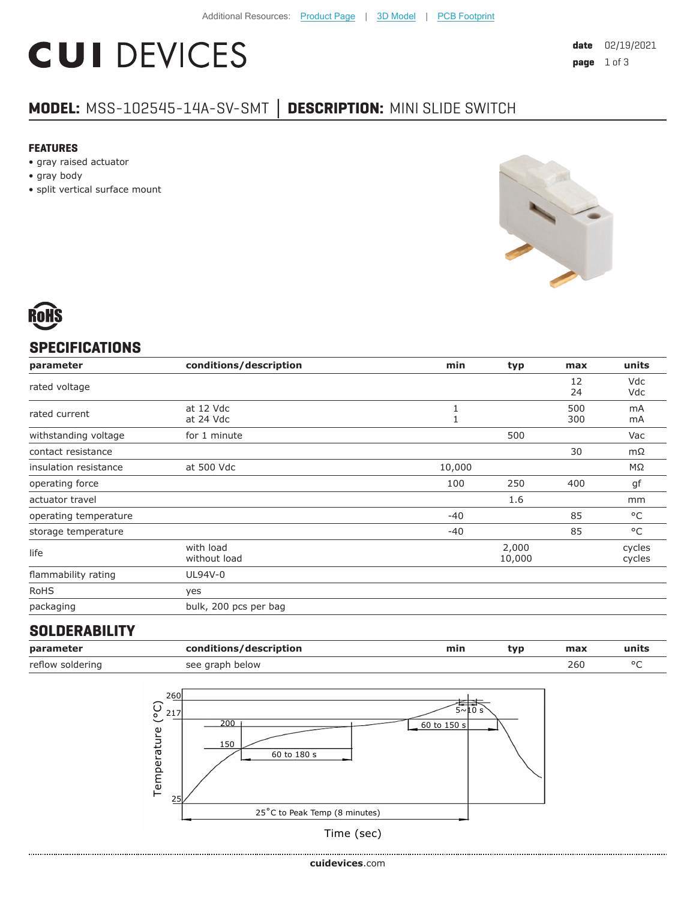Additional Resources: Product Page | 3D Model | PCB Footprint

# CUI DEVICES

**date** 02/19/2021

## MODEL: MSS-102545-14A-SV-SMT | DESCRIPTION: MINI SLIDE SWITCH

### FEATURES
- gray raised actuator
- gray body
- split vertical surface mount

RoHS

## SPECIFICATIONS

| parameter | conditions/description | min | typ | max | units |
|---|---|---|---|---|---|
| rated voltage | | | | 12<br>24 | Vdc<br>Vdc |
| rated current | at 12 Vdc<br>at 24 Vdc | 1<br>1 | | 500<br>300 | mA<br>mA |
| withstanding voltage | for 1 minute | | 500 | | Vac |
| contact resistance | | | | 30 | mΩ |
| insulation resistance | at 500 Vdc | 10,000 | | | MΩ |
| operating force | | 100 | 250 | 400 | gf |
| actuator travel | | | 1.6 | | mm |
| operating temperature | | -40 | | 85 | °C |
| storage temperature | | -40 | | 85 | °C |
| life | with load<br>without load | | 2,000<br>10,000 | | cycles<br>cycles |
| flammability rating | UL94V-0 | | | | |
| RoHS | yes | | | | |
| packaging | bulk, 200 pcs per bag | | | | |

## SOLDERABILITY

| parameter | conditions/description | min | typ | max | units |
|---|---|---|---|---|---|
| reflow soldering | see graph below | | | 260 | °C |

Temperature (°C): 260, 217, 200, 150, 25

60 to 180 s | 60 to 150 s | 5~10 s

25°C to Peak Temp (8 minutes)

Time (sec)

cuidevices.com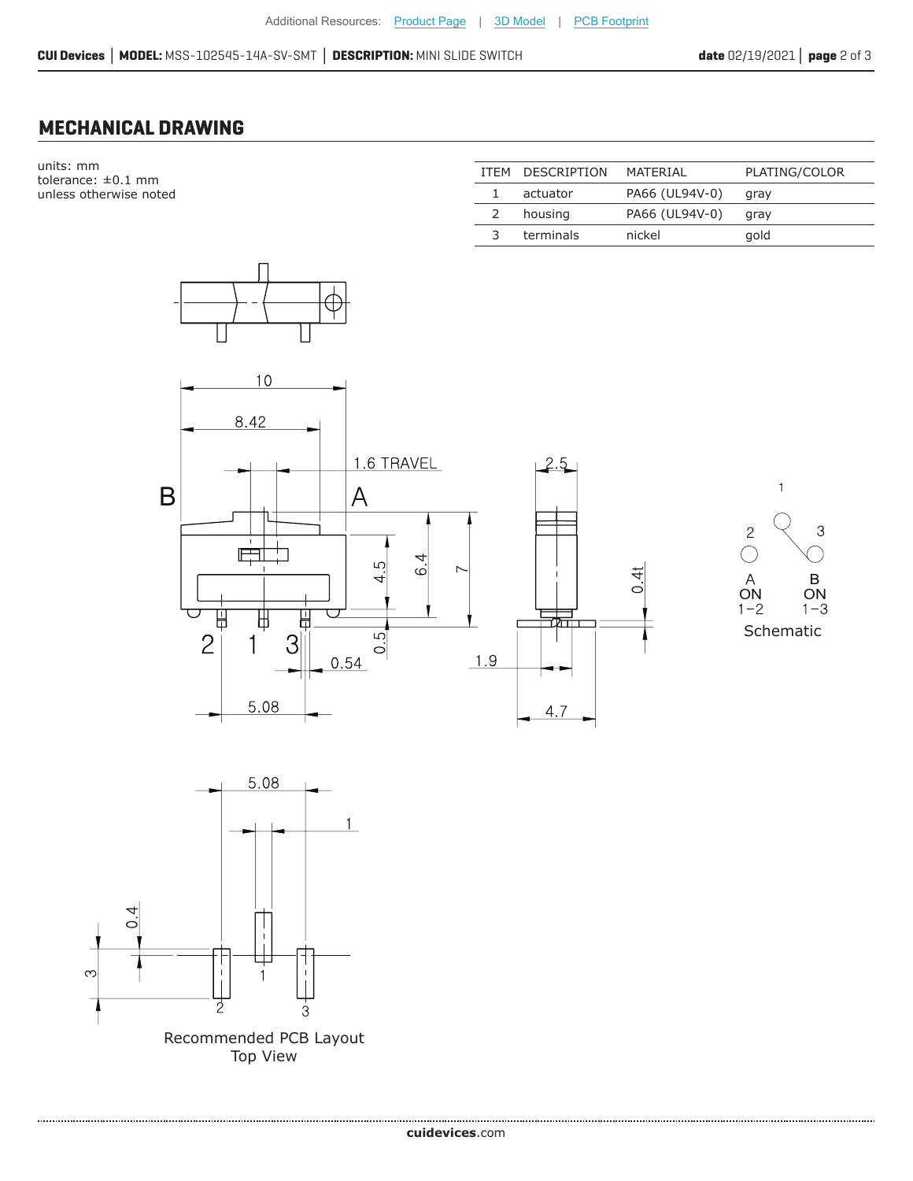## MECHANICAL DRAWING

units: mm
tolerance: ±0.1 mm
unless otherwise noted

| ITEM | DESCRIPTION | MATERIAL | PLATING/COLOR |
|---|---|---|---|
| 1 | actuator | PA66 (UL94V-0) | gray |
| 2 | housing | PA66 (UL94V-0) | gray |
| 3 | terminals | nickel | gold |

Schematic

Recommended PCB Layout
Top View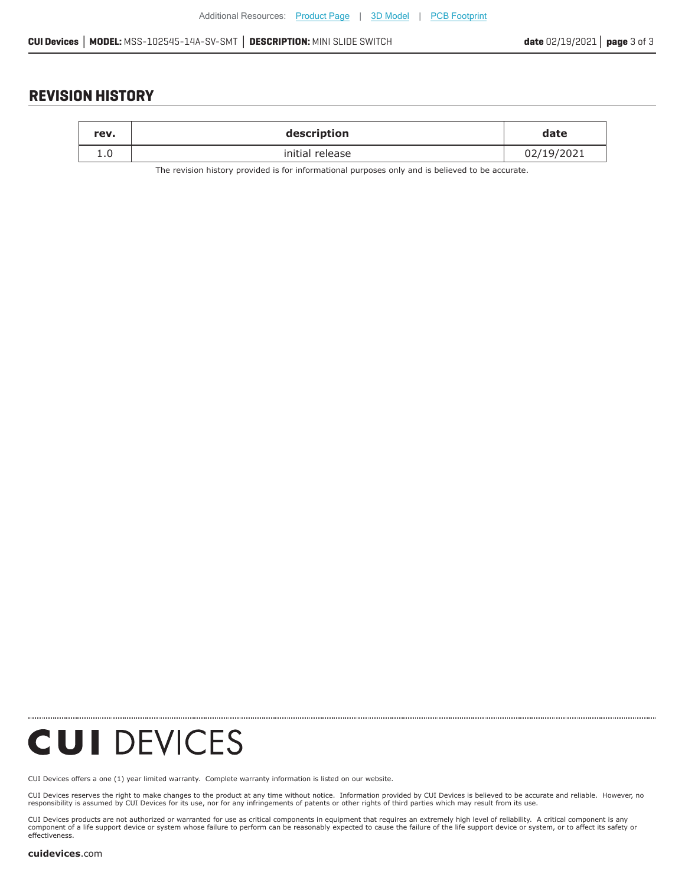## REVISION HISTORY

| rev. | description | date |
|---|---|---|
| 1.0 | initial release | 02/19/2021 |

The revision history provided is for informational purposes only and is believed to be accurate.

CUI DEVICES

CUI Devices offers a one (1) year limited warranty. Complete warranty information is listed on our website.

CUI Devices reserves the right to make changes to the product at any time without notice. Information provided by CUI Devices is believed to be accurate and reliable. However, no responsibility is assumed by CUI Devices for its use, nor for any infringements of patents or other rights of third parties which may result from its use.

CUI Devices products are not authorized or warranted for use as critical components in equipment that requires an extremely high level of reliability. A critical component is any component of a life support device or system whose failure to perform can be reasonably expected to cause the failure of the life support device or system, or to affect its safety or effectiveness.

**cuidevices**.com